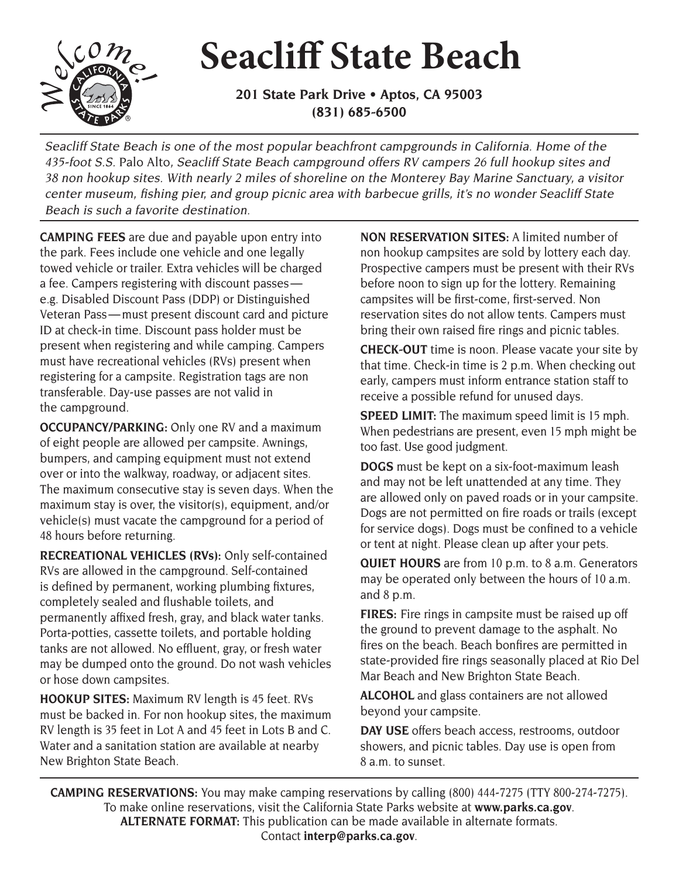# Seacliff State Beach

**201 State Park Drive • Aptos, CA 95003**
**(831) 685-6500**

*Seacliff State Beach is one of the most popular beachfront campgrounds in California. Home of the 435-foot S.S.* Palo Alto, *Seacliff State Beach campground offers RV campers 26 full hookup sites and 38 non hookup sites. With nearly 2 miles of shoreline on the Monterey Bay Marine Sanctuary, a visitor center museum, fishing pier, and group picnic area with barbecue grills, it's no wonder Seacliff State Beach is such a favorite destination.*

**CAMPING FEES** are due and payable upon entry into the park. Fees include one vehicle and one legally towed vehicle or trailer. Extra vehicles will be charged a fee. Campers registering with discount passes—e.g. Disabled Discount Pass (DDP) or Distinguished Veteran Pass—must present discount card and picture ID at check-in time. Discount pass holder must be present when registering and while camping. Campers must have recreational vehicles (RVs) present when registering for a campsite. Registration tags are non transferable. Day-use passes are not valid in the campground.

**OCCUPANCY/PARKING:** Only one RV and a maximum of eight people are allowed per campsite. Awnings, bumpers, and camping equipment must not extend over or into the walkway, roadway, or adjacent sites. The maximum consecutive stay is seven days. When the maximum stay is over, the visitor(s), equipment, and/or vehicle(s) must vacate the campground for a period of 48 hours before returning.

**RECREATIONAL VEHICLES (RVs):** Only self-contained RVs are allowed in the campground. Self-contained is defined by permanent, working plumbing fixtures, completely sealed and flushable toilets, and permanently affixed fresh, gray, and black water tanks. Porta-potties, cassette toilets, and portable holding tanks are not allowed. No effluent, gray, or fresh water may be dumped onto the ground. Do not wash vehicles or hose down campsites.

**HOOKUP SITES:** Maximum RV length is 45 feet. RVs must be backed in. For non hookup sites, the maximum RV length is 35 feet in Lot A and 45 feet in Lots B and C. Water and a sanitation station are available at nearby New Brighton State Beach.

**NON RESERVATION SITES:** A limited number of non hookup campsites are sold by lottery each day. Prospective campers must be present with their RVs before noon to sign up for the lottery. Remaining campsites will be first-come, first-served. Non reservation sites do not allow tents. Campers must bring their own raised fire rings and picnic tables.

**CHECK-OUT** time is noon. Please vacate your site by that time. Check-in time is 2 p.m. When checking out early, campers must inform entrance station staff to receive a possible refund for unused days.

**SPEED LIMIT:** The maximum speed limit is 15 mph. When pedestrians are present, even 15 mph might be too fast. Use good judgment.

**DOGS** must be kept on a six-foot-maximum leash and may not be left unattended at any time. They are allowed only on paved roads or in your campsite. Dogs are not permitted on fire roads or trails (except for service dogs). Dogs must be confined to a vehicle or tent at night. Please clean up after your pets.

**QUIET HOURS** are from 10 p.m. to 8 a.m. Generators may be operated only between the hours of 10 a.m. and 8 p.m.

**FIRES:** Fire rings in campsite must be raised up off the ground to prevent damage to the asphalt. No fires on the beach. Beach bonfires are permitted in state-provided fire rings seasonally placed at Rio Del Mar Beach and New Brighton State Beach.

**ALCOHOL** and glass containers are not allowed beyond your campsite.

**DAY USE** offers beach access, restrooms, outdoor showers, and picnic tables. Day use is open from 8 a.m. to sunset.

**CAMPING RESERVATIONS:** You may make camping reservations by calling (800) 444-7275 (TTY 800-274-7275). To make online reservations, visit the California State Parks website at **www.parks.ca.gov**.
**ALTERNATE FORMAT:** This publication can be made available in alternate formats. Contact **interp@parks.ca.gov**.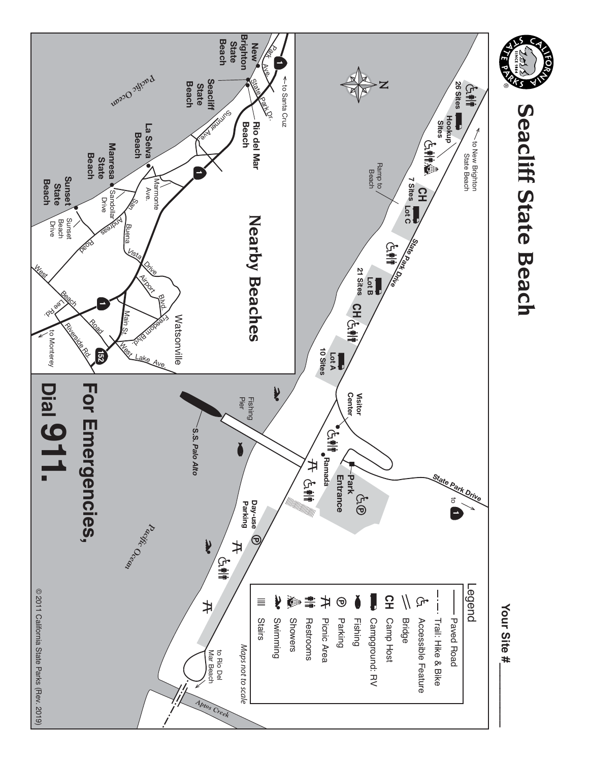# Seacliff State Beach

**Your Site #** ________

## Legend

- Paved Road
- Trail: Hike & Bike
- Accessible Feature
- Bridge
- CH Camp Host
- Campground: RV
- Fishing
- Parking
- Picnic Area
- Restrooms
- Showers
- Swimming
- Stairs

*Maps not to scale*

to New Brighton State Beach

26 Sites

Hookup Sites

Ramp to Beach

7 Sites

CH

Lot C

State Park Drive

Lot B

21 Sites

CH

Lot A

10 Sites

Visitor Center

Fishing Pier

S.S. *Palo Alto*

Ramada

Park Entrance

State Park Drive

to 1

Day-use Parking

*Pacific Ocean*

to Rio Del Mar Beach

*Aptos Creek*

## Nearby Beaches

to Santa Cruz

Park Ave.

New Brighton State Beach

State Park Dr.

Seacliff State Beach

Rio del Mar Beach

Summer Ave.

*Pacific Ocean*

La Selva Beach

Manresa State Beach

Marmonte Ave.

Sandollar Drive

San Andreas Road

Sunset State Beach

Sunset Beach Drive

Buena Vista Drive

Airport Blvd.

Freedom Blvd.

Main St.

Watsonville

West Lake Ave.

West Beach Road

Lee Rd.

Riverside Rd.

to Monterey

1

152

## For Emergencies, Dial 911.

© 2011 California State Parks (Rev. 2019)